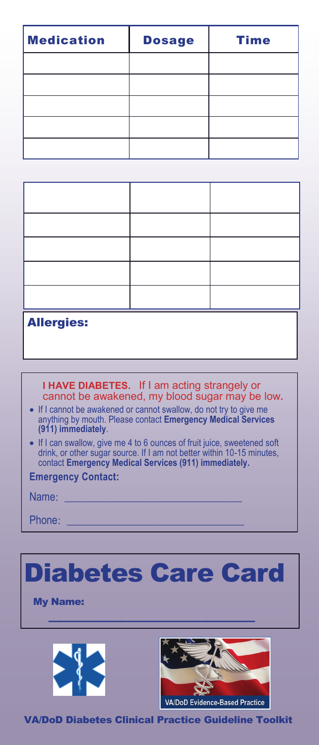| Medication | Dosage | Time |
|---|---|---|
| | | |
| | | |
| | | |
| | | |
| | | |

| | | |
|---|---|---|
| | | |
| | | |
| | | |
| | | |
| | | |

**Allergies:**

**I HAVE DIABETES.** If I am acting strangely or cannot be awakened, my blood sugar may be low.

- If I cannot be awakened or cannot swallow, do not try to give me anything by mouth. Please contact **Emergency Medical Services (911) immediately**.
- If I can swallow, give me 4 to 6 ounces of fruit juice, sweetened soft drink, or other sugar source. If I am not better within 10-15 minutes, contact **Emergency Medical Services (911) immediately.**

**Emergency Contact:**

Name: ______________________________

Phone: ______________________________

# Diabetes Care Card

**My Name:**

______________________________

VA/DoD Evidence-Based Practice

**VA/DoD Diabetes Clinical Practice Guideline Toolkit**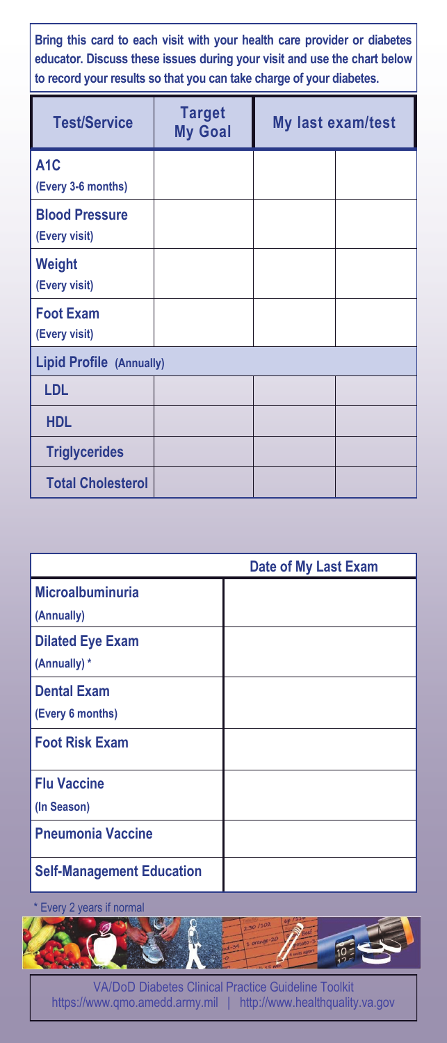**Bring this card to each visit with your health care provider or diabetes educator. Discuss these issues during your visit and use the chart below to record your results so that you can take charge of your diabetes.**

| Test/Service | Target My Goal | My last exam/test | |
|---|---|---|---|
| **A1C** (Every 3-6 months) | | | |
| **Blood Pressure** (Every visit) | | | |
| **Weight** (Every visit) | | | |
| **Foot Exam** (Every visit) | | | |
| **Lipid Profile (Annually)** | | | |
| **LDL** | | | |
| **HDL** | | | |
| **Triglycerides** | | | |
| **Total Cholesterol** | | | |

| | Date of My Last Exam |
|---|---|
| **Microalbuminuria** (Annually) | |
| **Dilated Eye Exam** (Annually) * | |
| **Dental Exam** (Every 6 months) | |
| **Foot Risk Exam** | |
| **Flu Vaccine** (In Season) | |
| **Pneumonia Vaccine** | |
| **Self-Management Education** | |

\* Every 2 years if normal

VA/DoD Diabetes Clinical Practice Guideline Toolkit
https://www.qmo.amedd.army.mil | http://www.healthquality.va.gov